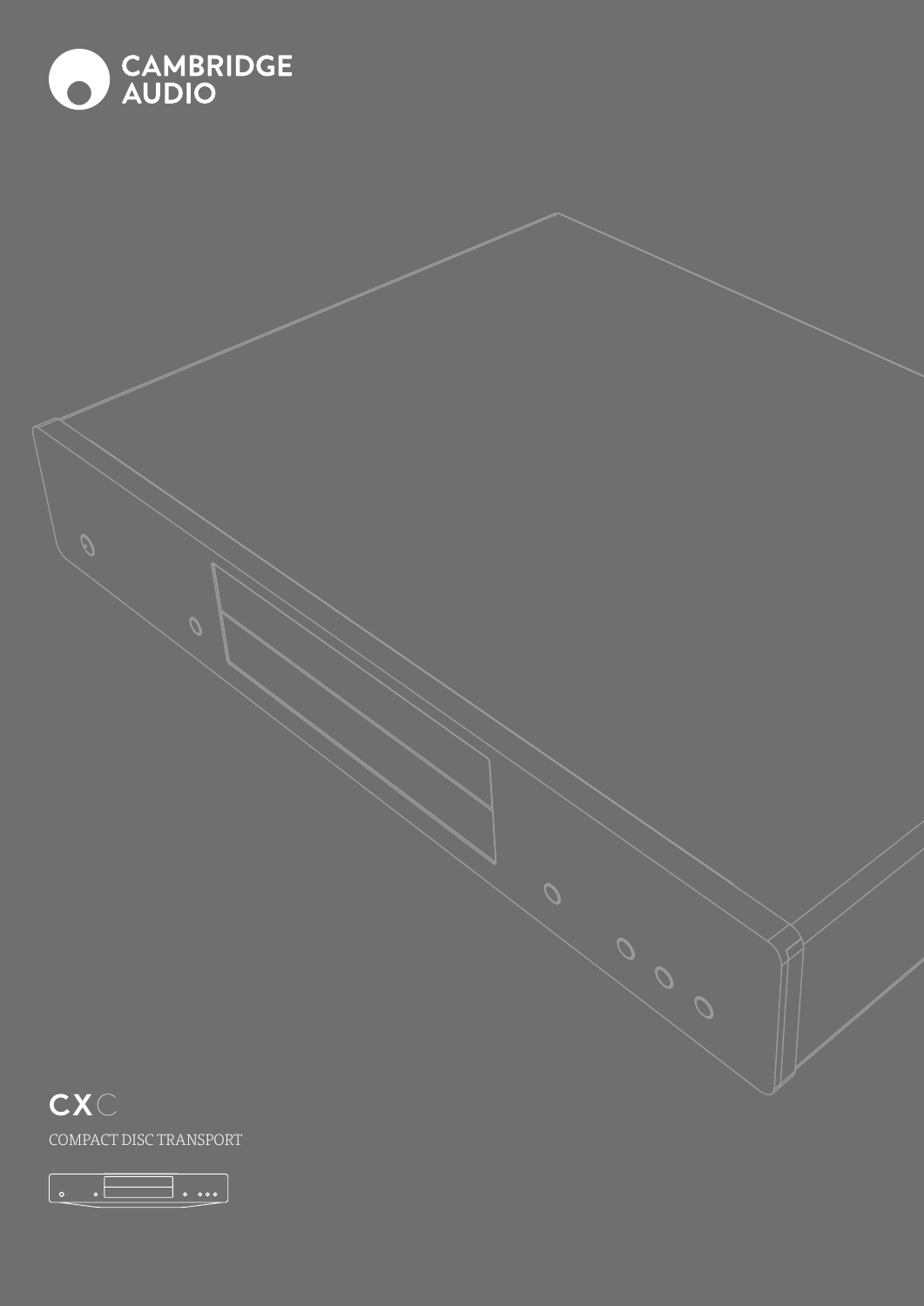CAMBRIDGE AUDIO

# CXC

COMPACT DISC TRANSPORT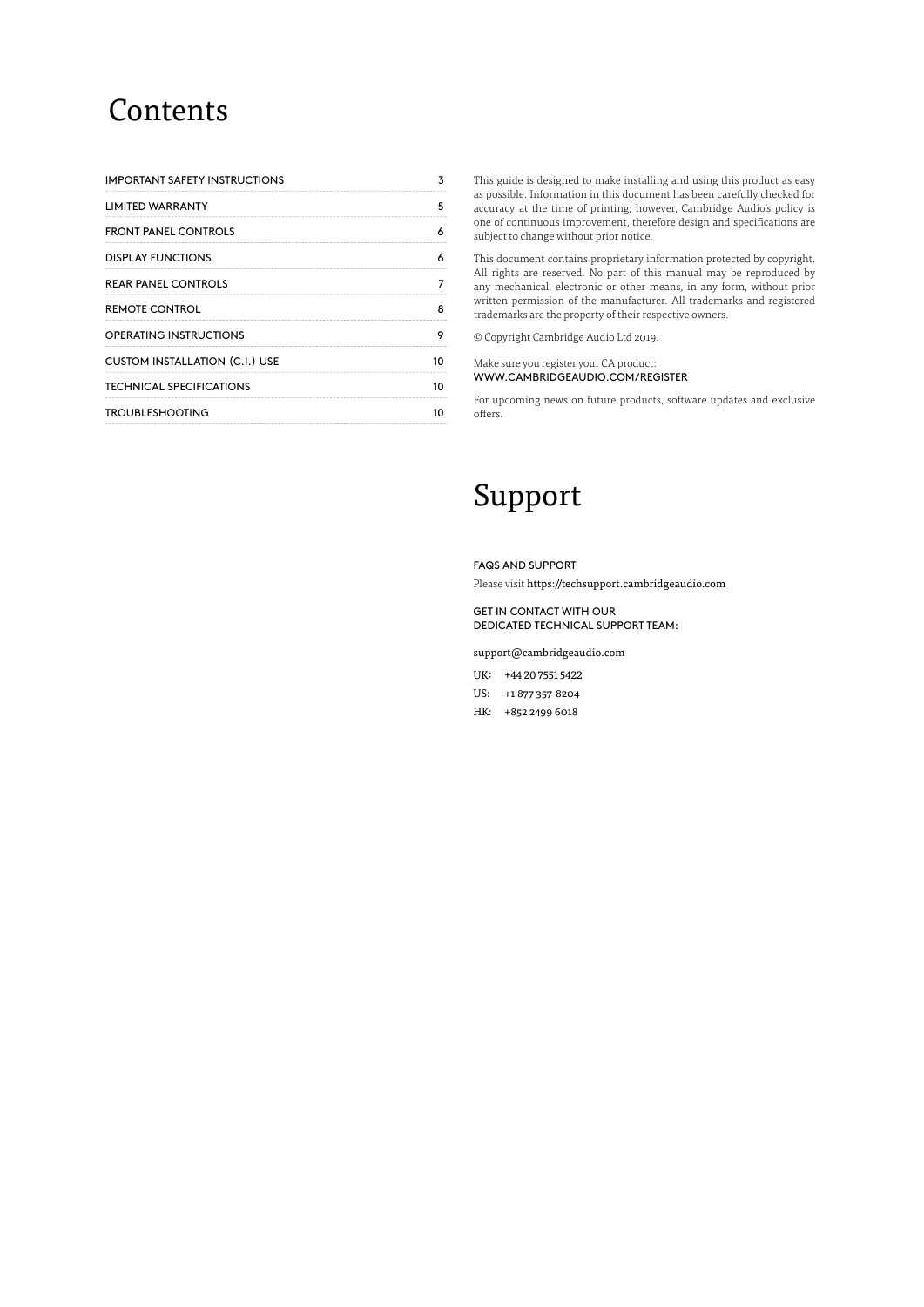# Contents

| | |
|---|---|
| IMPORTANT SAFETY INSTRUCTIONS | 3 |
| LIMITED WARRANTY | 5 |
| FRONT PANEL CONTROLS | 6 |
| DISPLAY FUNCTIONS | 6 |
| REAR PANEL CONTROLS | 7 |
| REMOTE CONTROL | 8 |
| OPERATING INSTRUCTIONS | 9 |
| CUSTOM INSTALLATION (C.I.) USE | 10 |
| TECHNICAL SPECIFICATIONS | 10 |
| TROUBLESHOOTING | 10 |

This guide is designed to make installing and using this product as easy as possible. Information in this document has been carefully checked for accuracy at the time of printing; however, Cambridge Audio's policy is one of continuous improvement, therefore design and specifications are subject to change without prior notice.

This document contains proprietary information protected by copyright. All rights are reserved. No part of this manual may be reproduced by any mechanical, electronic or other means, in any form, without prior written permission of the manufacturer. All trademarks and registered trademarks are the property of their respective owners.

© Copyright Cambridge Audio Ltd 2019.

Make sure you register your CA product:
WWW.CAMBRIDGEAUDIO.COM/REGISTER

For upcoming news on future products, software updates and exclusive offers.

# Support

FAQS AND SUPPORT

Please visit https://techsupport.cambridgeaudio.com

GET IN CONTACT WITH OUR
DEDICATED TECHNICAL SUPPORT TEAM:

support@cambridgeaudio.com

UK: +44 20 7551 5422

US: +1 877 357-8204

HK: +852 2499 6018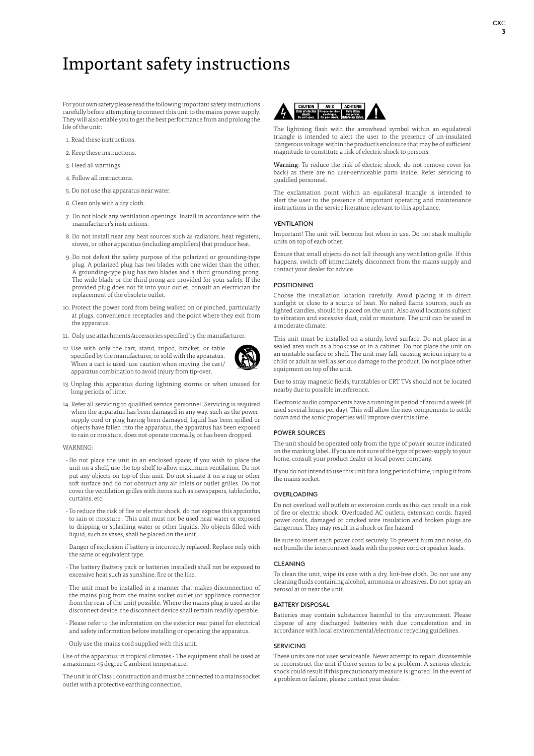# Important safety instructions

For your own safety please read the following important safety instructions carefully before attempting to connect this unit to the mains power supply. They will also enable you to get the best performance from and prolong the life of the unit:

1. Read these instructions.
2. Keep these instructions.
3. Heed all warnings.
4. Follow all instructions.
5. Do not use this apparatus near water.
6. Clean only with a dry cloth.
7. Do not block any ventilation openings. Install in accordance with the manufacturer's instructions.
8. Do not install near any heat sources such as radiators, heat registers, stoves, or other apparatus (including amplifiers) that produce heat.
9. Do not defeat the safety purpose of the polarized or grounding-type plug. A polarized plug has two blades with one wider than the other. A grounding-type plug has two blades and a third grounding prong. The wide blade or the third prong are provided for your safety. If the provided plug does not fit into your outlet, consult an electrician for replacement of the obsolete outlet.
10. Protect the power cord from being walked on or pinched, particularly at plugs, convenience receptacles and the point where they exit from the apparatus.
11. Only use attachments/accessories specified by the manufacturer.
12. Use with only the cart, stand, tripod, bracket, or table specified by the manufacturer, or sold with the apparatus. When a cart is used, use caution when moving the cart/ apparatus combination to avoid injury from tip-over.
13. Unplug this apparatus during lightning storms or when unused for long periods of time.
14. Refer all servicing to qualified service personnel. Servicing is required when the apparatus has been damaged in any way, such as the power-supply cord or plug having been damaged, liquid has been spilled or objects have fallen into the apparatus, the apparatus has been exposed to rain or moisture, does not operate normally, or has been dropped.

WARNING:

- Do not place the unit in an enclosed space; if you wish to place the unit on a shelf, use the top shelf to allow maximum ventilation. Do not put any objects on top of this unit. Do not situate it on a rug or other soft surface and do not obstruct any air inlets or outlet grilles. Do not cover the ventilation grilles with items such as newspapers, tablecloths, curtains, etc.
- To reduce the risk of fire or electric shock, do not expose this apparatus to rain or moisture . This unit must not be used near water or exposed to dripping or splashing water or other liquids. No objects filled with liquid, such as vases, shall be placed on the unit.
- Danger of explosion if battery is incorrectly replaced. Replace only with the same or equivalent type.
- The battery (battery pack or batteries installed) shall not be exposed to excessive heat such as sunshine, fire or the like.
- The unit must be installed in a manner that makes disconnection of the mains plug from the mains socket outlet (or appliance connector from the rear of the unit) possible. Where the mains plug is used as the disconnect device, the disconnect device shall remain readily operable.
- Please refer to the information on the exterior rear panel for electrical and safety information before installing or operating the apparatus.
- Only use the mains cord supplied with this unit.

Use of the apparatus in tropical climates - The equipment shall be used at a maximum 45 degree C ambient temperature.

The unit is of Class 1 construction and must be connected to a mains socket outlet with a protective earthing connection.

CAUTION Risk of electric shock. Do not open. | AVIS Risque de choc électrique. Ne pas ouvrir. | ACHTUNG Vorm öffnen des gerätes, Netzstecker ziehen.

The lightning flash with the arrowhead symbol within an equilateral triangle is intended to alert the user to the presence of un-insulated 'dangerous voltage' within the product's enclosure that may be of sufficient magnitude to constitute a risk of electric shock to persons.

Warning: To reduce the risk of electric shock, do not remove cover (or back) as there are no user-serviceable parts inside. Refer servicing to qualified personnel.

The exclamation point within an equilateral triangle is intended to alert the user to the presence of important operating and maintenance instructions in the service literature relevant to this appliance.

## VENTILATION

Important! The unit will become hot when in use. Do not stack multiple units on top of each other.

Ensure that small objects do not fall through any ventilation grille. If this happens, switch off immediately, disconnect from the mains supply and contact your dealer for advice.

## POSITIONING

Choose the installation location carefully. Avoid placing it in direct sunlight or close to a source of heat. No naked flame sources, such as lighted candles, should be placed on the unit. Also avoid locations subject to vibration and excessive dust, cold or moisture. The unit can be used in a moderate climate.

This unit must be installed on a sturdy, level surface. Do not place in a sealed area such as a bookcase or in a cabinet. Do not place the unit on an unstable surface or shelf. The unit may fall, causing serious injury to a child or adult as well as serious damage to the product. Do not place other equipment on top of the unit.

Due to stray magnetic fields, turntables or CRT TVs should not be located nearby due to possible interference.

Electronic audio components have a running in period of around a week (if used several hours per day). This will allow the new components to settle down and the sonic properties will improve over this time.

## POWER SOURCES

The unit should be operated only from the type of power source indicated on the marking label. If you are not sure of the type of power-supply to your home, consult your product dealer or local power company.

If you do not intend to use this unit for a long period of time, unplug it from the mains socket.

## OVERLOADING

Do not overload wall outlets or extension cords as this can result in a risk of fire or electric shock. Overloaded AC outlets, extension cords, frayed power cords, damaged or cracked wire insulation and broken plugs are dangerous. They may result in a shock or fire hazard.

Be sure to insert each power cord securely. To prevent hum and noise, do not bundle the interconnect leads with the power cord or speaker leads.

## CLEANING

To clean the unit, wipe its case with a dry, lint-free cloth. Do not use any cleaning fluids containing alcohol, ammonia or abrasives. Do not spray an aerosol at or near the unit.

## BATTERY DISPOSAL

Batteries may contain substances harmful to the environment. Please dispose of any discharged batteries with due consideration and in accordance with local environmental/electronic recycling guidelines.

## SERVICING

These units are not user serviceable. Never attempt to repair, disassemble or reconstruct the unit if there seems to be a problem. A serious electric shock could result if this precautionary measure is ignored. In the event of a problem or failure, please contact your dealer.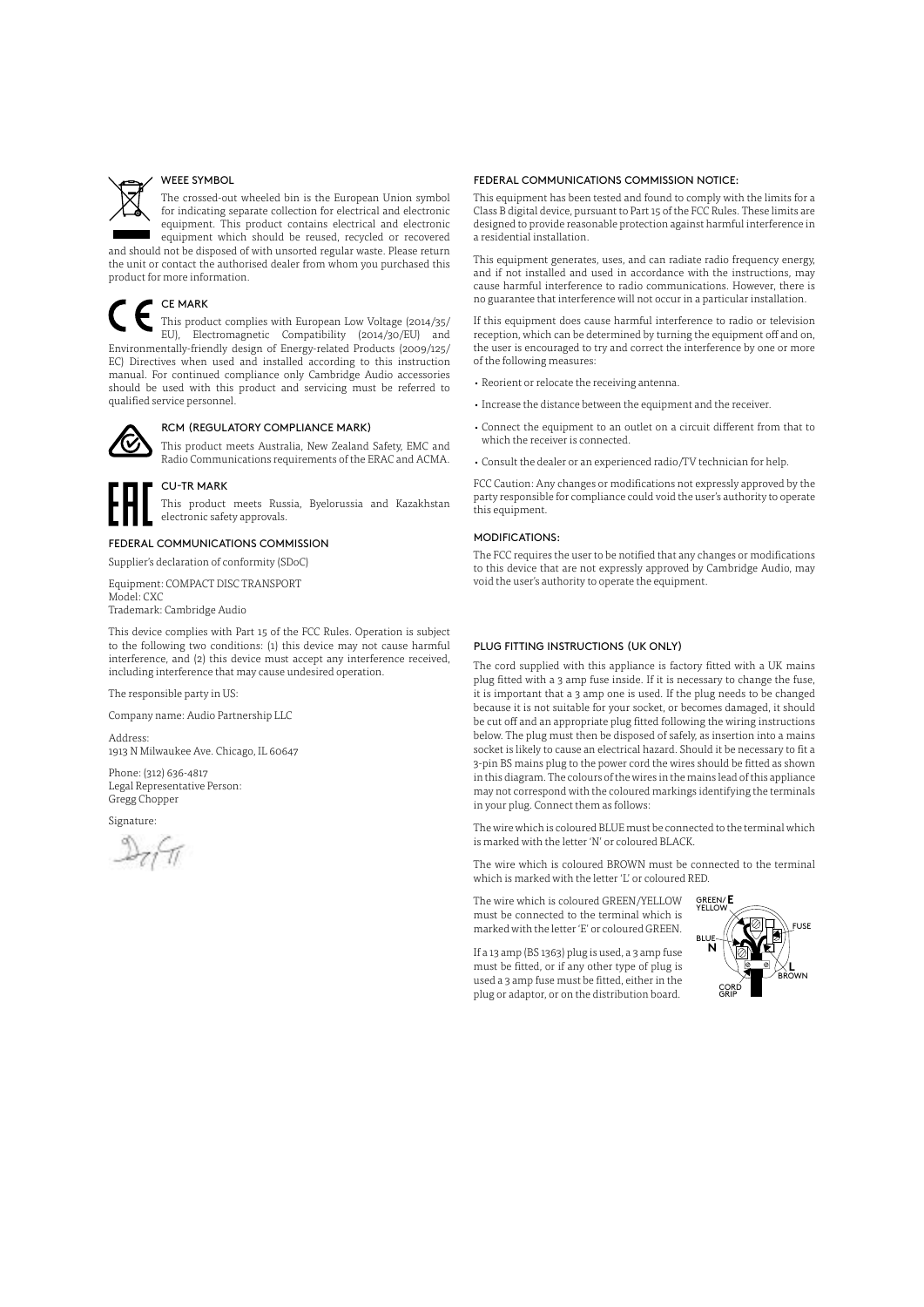## WEEE SYMBOL

The crossed-out wheeled bin is the European Union symbol for indicating separate collection for electrical and electronic equipment. This product contains electrical and electronic equipment which should be reused, recycled or recovered and should not be disposed of with unsorted regular waste. Please return the unit or contact the authorised dealer from whom you purchased this product for more information.

## CE MARK

This product complies with European Low Voltage (2014/35/EU), Electromagnetic Compatibility (2014/30/EU) and Environmentally-friendly design of Energy-related Products (2009/125/EC) Directives when used and installed according to this instruction manual. For continued compliance only Cambridge Audio accessories should be used with this product and servicing must be referred to qualified service personnel.

## RCM (REGULATORY COMPLIANCE MARK)

This product meets Australia, New Zealand Safety, EMC and Radio Communications requirements of the ERAC and ACMA.

## CU-TR MARK

This product meets Russia, Byelorussia and Kazakhstan electronic safety approvals.

## FEDERAL COMMUNICATIONS COMMISSION

Supplier's declaration of conformity (SDoC)

Equipment: COMPACT DISC TRANSPORT
Model: CXC
Trademark: Cambridge Audio

This device complies with Part 15 of the FCC Rules. Operation is subject to the following two conditions: (1) this device may not cause harmful interference, and (2) this device must accept any interference received, including interference that may cause undesired operation.

The responsible party in US:

Company name: Audio Partnership LLC

Address:
1913 N Milwaukee Ave. Chicago, IL 60647

Phone: (312) 636-4817
Legal Representative Person:
Gregg Chopper

Signature:

## FEDERAL COMMUNICATIONS COMMISSION NOTICE:

This equipment has been tested and found to comply with the limits for a Class B digital device, pursuant to Part 15 of the FCC Rules. These limits are designed to provide reasonable protection against harmful interference in a residential installation.

This equipment generates, uses, and can radiate radio frequency energy, and if not installed and used in accordance with the instructions, may cause harmful interference to radio communications. However, there is no guarantee that interference will not occur in a particular installation.

If this equipment does cause harmful interference to radio or television reception, which can be determined by turning the equipment off and on, the user is encouraged to try and correct the interference by one or more of the following measures:

- Reorient or relocate the receiving antenna.
- Increase the distance between the equipment and the receiver.
- Connect the equipment to an outlet on a circuit different from that to which the receiver is connected.
- Consult the dealer or an experienced radio/TV technician for help.

FCC Caution: Any changes or modifications not expressly approved by the party responsible for compliance could void the user's authority to operate this equipment.

## MODIFICATIONS:

The FCC requires the user to be notified that any changes or modifications to this device that are not expressly approved by Cambridge Audio, may void the user's authority to operate the equipment.

## PLUG FITTING INSTRUCTIONS (UK ONLY)

The cord supplied with this appliance is factory fitted with a UK mains plug fitted with a 3 amp fuse inside. If it is necessary to change the fuse, it is important that a 3 amp one is used. If the plug needs to be changed because it is not suitable for your socket, or becomes damaged, it should be cut off and an appropriate plug fitted following the wiring instructions below. The plug must then be disposed of safely, as insertion into a mains socket is likely to cause an electrical hazard. Should it be necessary to fit a 3-pin BS mains plug to the power cord the wires should be fitted as shown in this diagram. The colours of the wires in the mains lead of this appliance may not correspond with the coloured markings identifying the terminals in your plug. Connect them as follows:

The wire which is coloured BLUE must be connected to the terminal which is marked with the letter 'N' or coloured BLACK.

The wire which is coloured BROWN must be connected to the terminal which is marked with the letter 'L' or coloured RED.

The wire which is coloured GREEN/YELLOW must be connected to the terminal which is marked with the letter 'E' or coloured GREEN.

If a 13 amp (BS 1363) plug is used, a 3 amp fuse must be fitted, or if any other type of plug is used a 3 amp fuse must be fitted, either in the plug or adaptor, or on the distribution board.

GREEN/YELLOW E
FUSE
BLUE N
L BROWN
CORD GRIP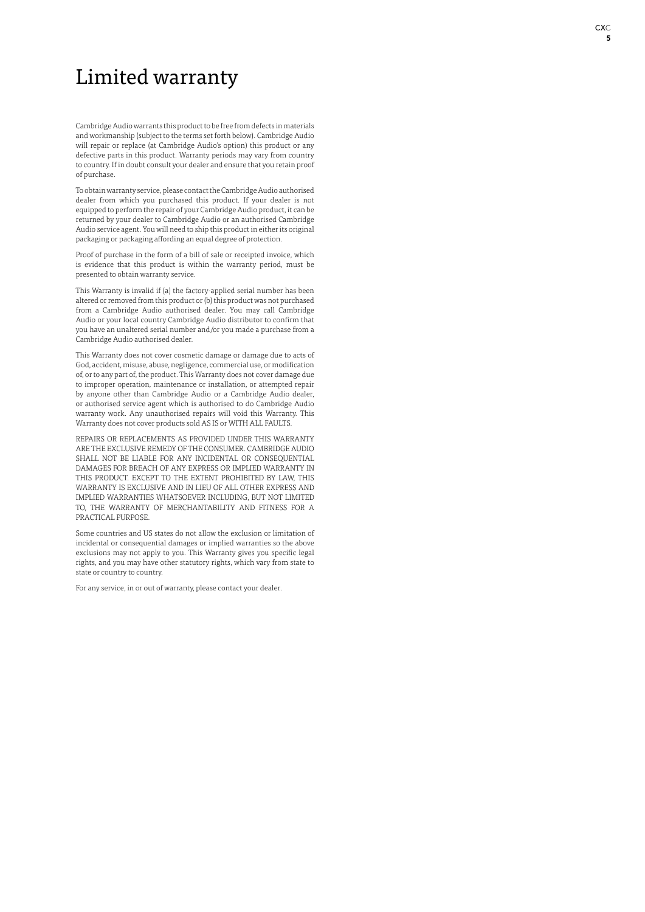# Limited warranty

Cambridge Audio warrants this product to be free from defects in materials and workmanship (subject to the terms set forth below). Cambridge Audio will repair or replace (at Cambridge Audio's option) this product or any defective parts in this product. Warranty periods may vary from country to country. If in doubt consult your dealer and ensure that you retain proof of purchase.

To obtain warranty service, please contact the Cambridge Audio authorised dealer from which you purchased this product. If your dealer is not equipped to perform the repair of your Cambridge Audio product, it can be returned by your dealer to Cambridge Audio or an authorised Cambridge Audio service agent. You will need to ship this product in either its original packaging or packaging affording an equal degree of protection.

Proof of purchase in the form of a bill of sale or receipted invoice, which is evidence that this product is within the warranty period, must be presented to obtain warranty service.

This Warranty is invalid if (a) the factory-applied serial number has been altered or removed from this product or (b) this product was not purchased from a Cambridge Audio authorised dealer. You may call Cambridge Audio or your local country Cambridge Audio distributor to confirm that you have an unaltered serial number and/or you made a purchase from a Cambridge Audio authorised dealer.

This Warranty does not cover cosmetic damage or damage due to acts of God, accident, misuse, abuse, negligence, commercial use, or modification of, or to any part of, the product. This Warranty does not cover damage due to improper operation, maintenance or installation, or attempted repair by anyone other than Cambridge Audio or a Cambridge Audio dealer, or authorised service agent which is authorised to do Cambridge Audio warranty work. Any unauthorised repairs will void this Warranty. This Warranty does not cover products sold AS IS or WITH ALL FAULTS.

REPAIRS OR REPLACEMENTS AS PROVIDED UNDER THIS WARRANTY ARE THE EXCLUSIVE REMEDY OF THE CONSUMER. CAMBRIDGE AUDIO SHALL NOT BE LIABLE FOR ANY INCIDENTAL OR CONSEQUENTIAL DAMAGES FOR BREACH OF ANY EXPRESS OR IMPLIED WARRANTY IN THIS PRODUCT. EXCEPT TO THE EXTENT PROHIBITED BY LAW, THIS WARRANTY IS EXCLUSIVE AND IN LIEU OF ALL OTHER EXPRESS AND IMPLIED WARRANTIES WHATSOEVER INCLUDING, BUT NOT LIMITED TO, THE WARRANTY OF MERCHANTABILITY AND FITNESS FOR A PRACTICAL PURPOSE.

Some countries and US states do not allow the exclusion or limitation of incidental or consequential damages or implied warranties so the above exclusions may not apply to you. This Warranty gives you specific legal rights, and you may have other statutory rights, which vary from state to state or country to country.

For any service, in or out of warranty, please contact your dealer.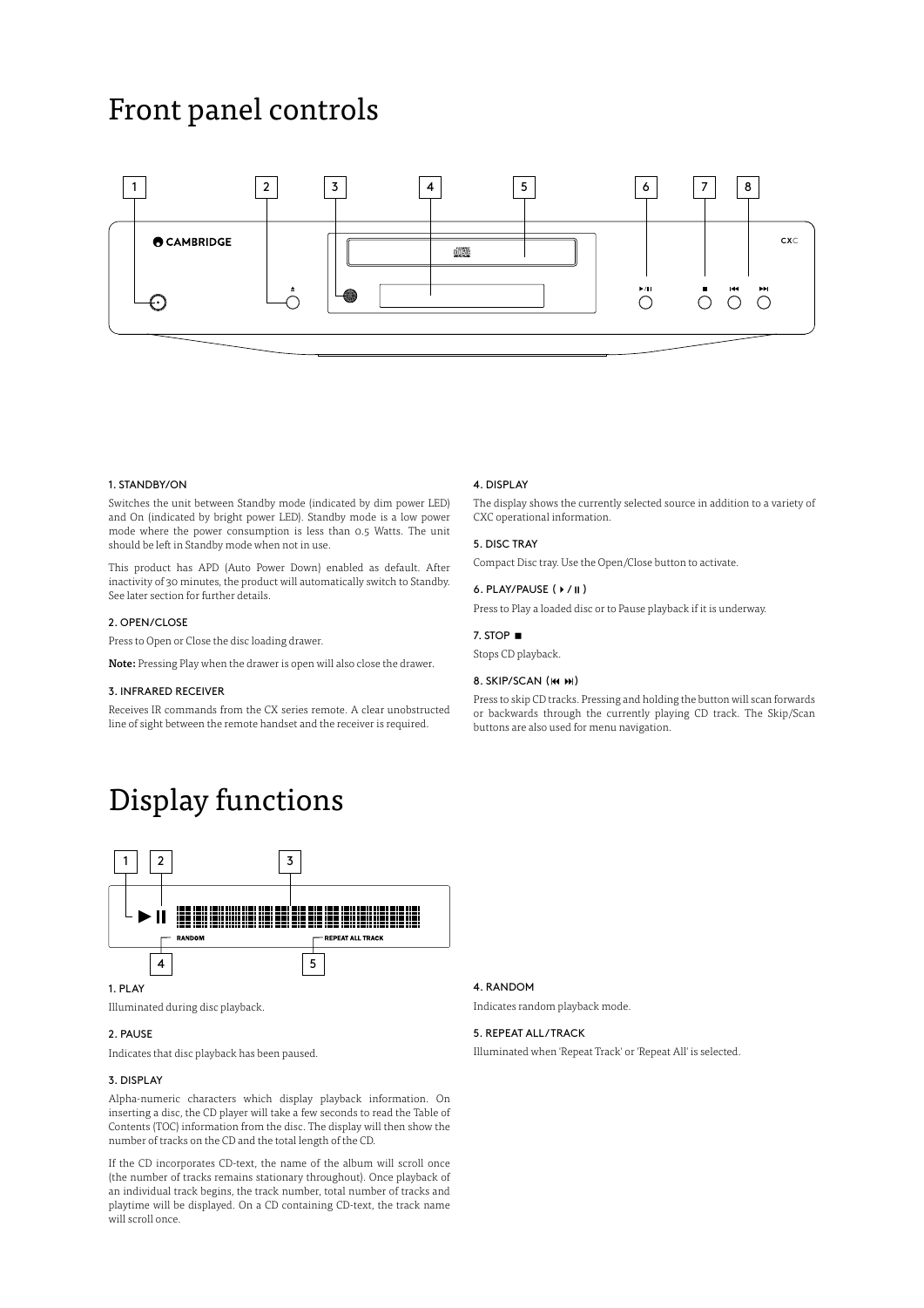# Front panel controls

### 1. STANDBY/ON

Switches the unit between Standby mode (indicated by dim power LED) and On (indicated by bright power LED). Standby mode is a low power mode where the power consumption is less than 0.5 Watts. The unit should be left in Standby mode when not in use.

This product has APD (Auto Power Down) enabled as default. After inactivity of 30 minutes, the product will automatically switch to Standby. See later section for further details.

### 2. OPEN/CLOSE

Press to Open or Close the disc loading drawer.

**Note:** Pressing Play when the drawer is open will also close the drawer.

### 3. INFRARED RECEIVER

Receives IR commands from the CX series remote. A clear unobstructed line of sight between the remote handset and the receiver is required.

### 4. DISPLAY

The display shows the currently selected source in addition to a variety of CXC operational information.

### 5. DISC TRAY

Compact Disc tray. Use the Open/Close button to activate.

### 6. PLAY/PAUSE ( ▶ / ⏸ )

Press to Play a loaded disc or to Pause playback if it is underway.

### 7. STOP ■

Stops CD playback.

### 8. SKIP/SCAN (⏮ ⏭)

Press to skip CD tracks. Pressing and holding the button will scan forwards or backwards through the currently playing CD track. The Skip/Scan buttons are also used for menu navigation.

# Display functions

### 1. PLAY

Illuminated during disc playback.

### 2. PAUSE

Indicates that disc playback has been paused.

### 3. DISPLAY

Alpha-numeric characters which display playback information. On inserting a disc, the CD player will take a few seconds to read the Table of Contents (TOC) information from the disc. The display will then show the number of tracks on the CD and the total length of the CD.

If the CD incorporates CD-text, the name of the album will scroll once (the number of tracks remains stationary throughout). Once playback of an individual track begins, the track number, total number of tracks and playtime will be displayed. On a CD containing CD-text, the track name will scroll once.

### 4. RANDOM

Indicates random playback mode.

### 5. REPEAT ALL/TRACK

Illuminated when 'Repeat Track' or 'Repeat All' is selected.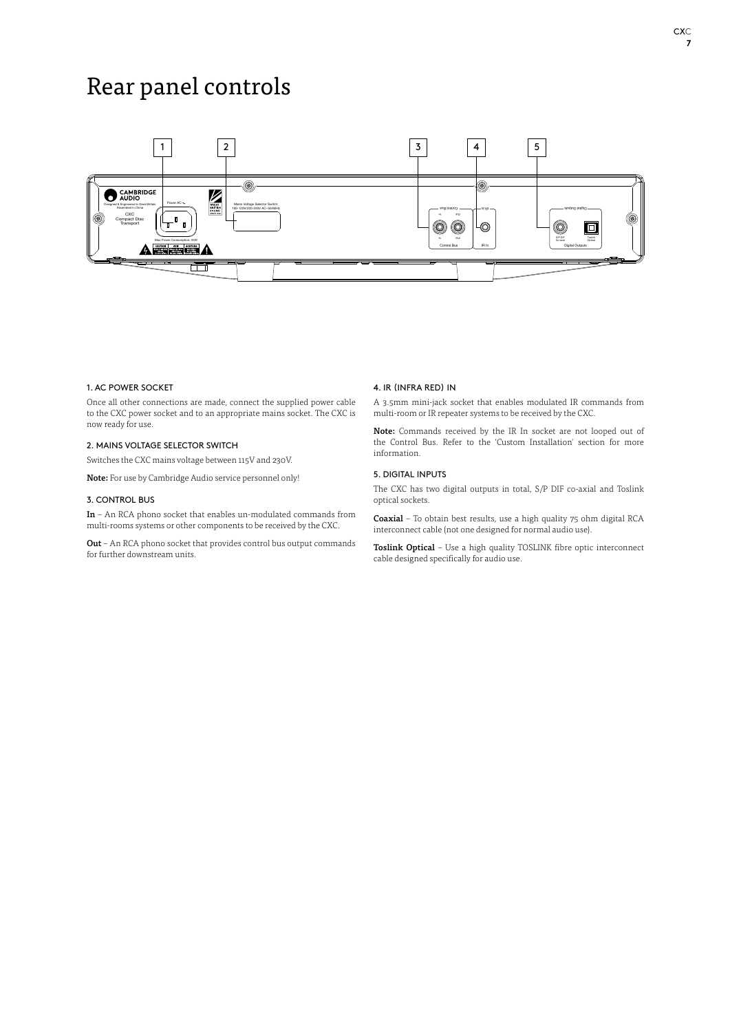# Rear panel controls

### 1. AC POWER SOCKET

Once all other connections are made, connect the supplied power cable to the CXC power socket and to an appropriate mains socket. The CXC is now ready for use.

### 2. MAINS VOLTAGE SELECTOR SWITCH

Switches the CXC mains voltage between 115V and 230V.

**Note:** For use by Cambridge Audio service personnel only!

### 3. CONTROL BUS

**In** – An RCA phono socket that enables un-modulated commands from multi-rooms systems or other components to be received by the CXC.

**Out** – An RCA phono socket that provides control bus output commands for further downstream units.

### 4. IR (INFRA RED) IN

A 3.5mm mini-jack socket that enables modulated IR commands from multi-room or IR repeater systems to be received by the CXC.

**Note:** Commands received by the IR In socket are not looped out of the Control Bus. Refer to the 'Custom Installation' section for more information.

### 5. DIGITAL INPUTS

The CXC has two digital outputs in total, S/P DIF co-axial and Toslink optical sockets.

**Coaxial** – To obtain best results, use a high quality 75 ohm digital RCA interconnect cable (not one designed for normal audio use).

**Toslink Optical** – Use a high quality TOSLINK fibre optic interconnect cable designed specifically for audio use.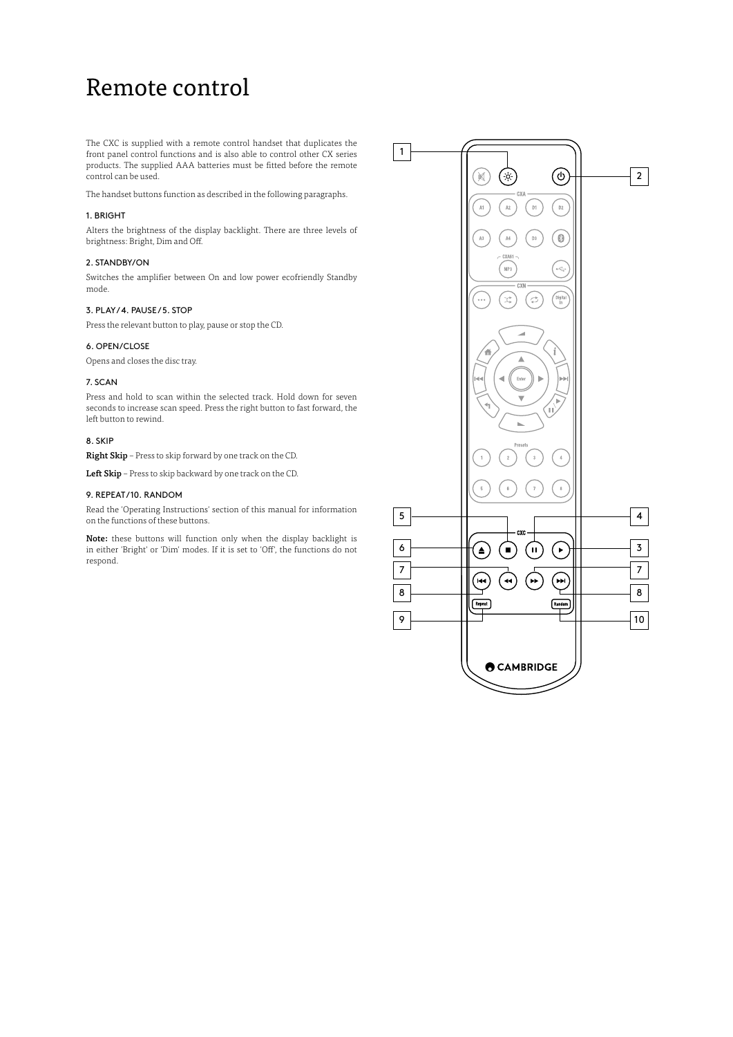# Remote control

The CXC is supplied with a remote control handset that duplicates the front panel control functions and is also able to control other CX series products. The supplied AAA batteries must be fitted before the remote control can be used.

The handset buttons function as described in the following paragraphs.

### 1. BRIGHT

Alters the brightness of the display backlight. There are three levels of brightness: Bright, Dim and Off.

### 2. STANDBY/ON

Switches the amplifier between On and low power ecofriendly Standby mode.

### 3. PLAY/4. PAUSE/5. STOP

Press the relevant button to play, pause or stop the CD.

### 6. OPEN/CLOSE

Opens and closes the disc tray.

### 7. SCAN

Press and hold to scan within the selected track. Hold down for seven seconds to increase scan speed. Press the right button to fast forward, the left button to rewind.

### 8. SKIP

**Right Skip** – Press to skip forward by one track on the CD.

**Left Skip** – Press to skip backward by one track on the CD.

### 9. REPEAT/10. RANDOM

Read the 'Operating Instructions' section of this manual for information on the functions of these buttons.

**Note:** these buttons will function only when the display backlight is in either 'Bright' or 'Dim' modes. If it is set to 'Off', the functions do not respond.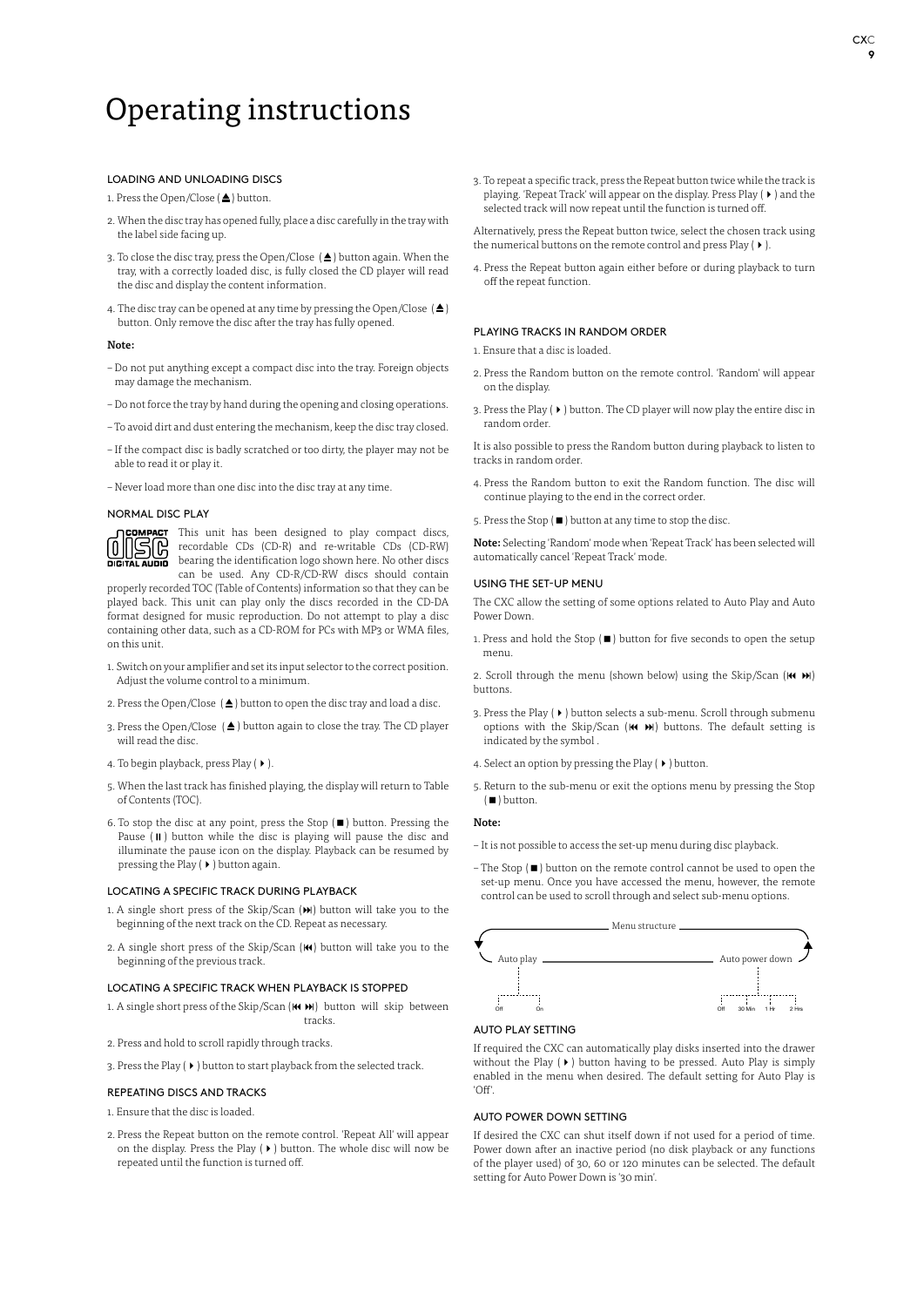# Operating instructions

## LOADING AND UNLOADING DISCS

1. Press the Open/Close (⏏) button.
2. When the disc tray has opened fully, place a disc carefully in the tray with the label side facing up.
3. To close the disc tray, press the Open/Close (⏏) button again. When the tray, with a correctly loaded disc, is fully closed the CD player will read the disc and display the content information.
4. The disc tray can be opened at any time by pressing the Open/Close (⏏) button. Only remove the disc after the tray has fully opened.

**Note:**

– Do not put anything except a compact disc into the tray. Foreign objects may damage the mechanism.

– Do not force the tray by hand during the opening and closing operations.

– To avoid dirt and dust entering the mechanism, keep the disc tray closed.

– If the compact disc is badly scratched or too dirty, the player may not be able to read it or play it.

– Never load more than one disc into the disc tray at any time.

## NORMAL DISC PLAY

This unit has been designed to play compact discs, recordable CDs (CD-R) and re-writable CDs (CD-RW) bearing the identification logo shown here. No other discs can be used. Any CD-R/CD-RW discs should contain properly recorded TOC (Table of Contents) information so that they can be played back. This unit can play only the discs recorded in the CD-DA format designed for music reproduction. Do not attempt to play a disc containing other data, such as a CD-ROM for PCs with MP3 or WMA files, on this unit.

1. Switch on your amplifier and set its input selector to the correct position. Adjust the volume control to a minimum.
2. Press the Open/Close (⏏) button to open the disc tray and load a disc.
3. Press the Open/Close (⏏) button again to close the tray. The CD player will read the disc.
4. To begin playback, press Play (▶).
5. When the last track has finished playing, the display will return to Table of Contents (TOC).
6. To stop the disc at any point, press the Stop (■) button. Pressing the Pause (⏸) button while the disc is playing will pause the disc and illuminate the pause icon on the display. Playback can be resumed by pressing the Play (▶) button again.

## LOCATING A SPECIFIC TRACK DURING PLAYBACK

1. A single short press of the Skip/Scan (⏭) button will take you to the beginning of the next track on the CD. Repeat as necessary.
2. A single short press of the Skip/Scan (⏮) button will take you to the beginning of the previous track.

## LOCATING A SPECIFIC TRACK WHEN PLAYBACK IS STOPPED

1. A single short press of the Skip/Scan (⏮ ⏭) button will skip between tracks.
2. Press and hold to scroll rapidly through tracks.
3. Press the Play (▶) button to start playback from the selected track.

## REPEATING DISCS AND TRACKS

1. Ensure that the disc is loaded.
2. Press the Repeat button on the remote control. 'Repeat All' will appear on the display. Press the Play (▶) button. The whole disc will now be repeated until the function is turned off.
3. To repeat a specific track, press the Repeat button twice while the track is playing. 'Repeat Track' will appear on the display. Press Play (▶) and the selected track will now repeat until the function is turned off.

Alternatively, press the Repeat button twice, select the chosen track using the numerical buttons on the remote control and press Play (▶).

4. Press the Repeat button again either before or during playback to turn off the repeat function.

## PLAYING TRACKS IN RANDOM ORDER

1. Ensure that a disc is loaded.
2. Press the Random button on the remote control. 'Random' will appear on the display.
3. Press the Play (▶) button. The CD player will now play the entire disc in random order.

It is also possible to press the Random button during playback to listen to tracks in random order.

4. Press the Random button to exit the Random function. The disc will continue playing to the end in the correct order.
5. Press the Stop (■) button at any time to stop the disc.

**Note:** Selecting 'Random' mode when 'Repeat Track' has been selected will automatically cancel 'Repeat Track' mode.

## USING THE SET-UP MENU

The CXC allow the setting of some options related to Auto Play and Auto Power Down.

1. Press and hold the Stop (■) button for five seconds to open the setup menu.
2. Scroll through the menu (shown below) using the Skip/Scan (⏮ ⏭) buttons.
3. Press the Play (▶) button selects a sub-menu. Scroll through submenu options with the Skip/Scan (⏮ ⏭) buttons. The default setting is indicated by the symbol .
4. Select an option by pressing the Play (▶) button.
5. Return to the sub-menu or exit the options menu by pressing the Stop (■) button.

**Note:**

– It is not possible to access the set-up menu during disc playback.

– The Stop (■) button on the remote control cannot be used to open the set-up menu. Once you have accessed the menu, however, the remote control can be used to scroll through and select sub-menu options.

Menu structure

Auto play: Off, On

Auto power down: Off, 30 Min, 1 Hr, 2 Hrs

## AUTO PLAY SETTING

If required the CXC can automatically play disks inserted into the drawer without the Play (▶) button having to be pressed. Auto Play is simply enabled in the menu when desired. The default setting for Auto Play is 'Off'.

## AUTO POWER DOWN SETTING

If desired the CXC can shut itself down if not used for a period of time. Power down after an inactive period (no disk playback or any functions of the player used) of 30, 60 or 120 minutes can be selected. The default setting for Auto Power Down is '30 min'.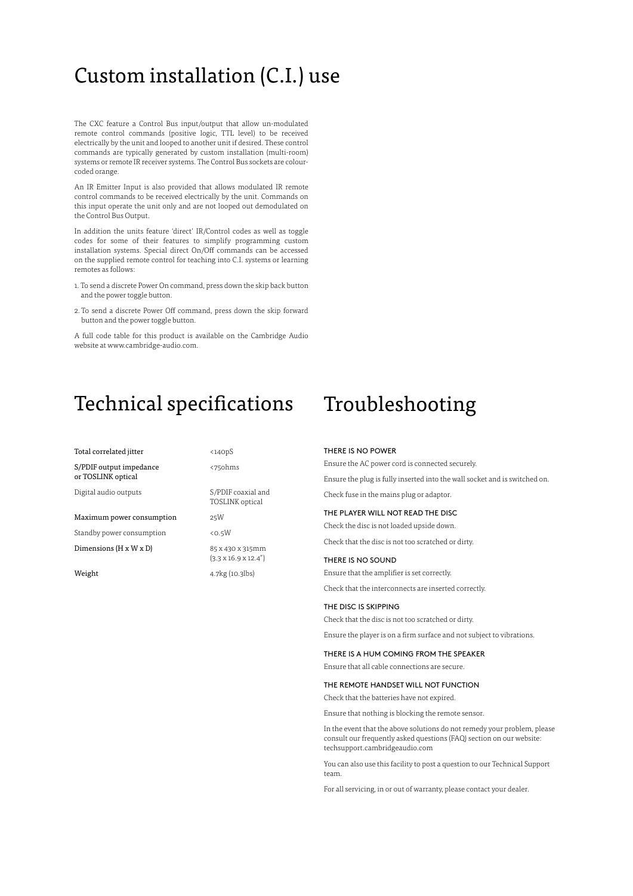# Custom installation (C.I.) use

The CXC feature a Control Bus input/output that allow un-modulated remote control commands (positive logic, TTL level) to be received electrically by the unit and looped to another unit if desired. These control commands are typically generated by custom installation (multi-room) systems or remote IR receiver systems. The Control Bus sockets are colour-coded orange.

An IR Emitter Input is also provided that allows modulated IR remote control commands to be received electrically by the unit. Commands on this input operate the unit only and are not looped out demodulated on the Control Bus Output.

In addition the units feature 'direct' IR/Control codes as well as toggle codes for some of their features to simplify programming custom installation systems. Special direct On/Off commands can be accessed on the supplied remote control for teaching into C.I. systems or learning remotes as follows:

1. To send a discrete Power On command, press down the skip back button and the power toggle button.
2. To send a discrete Power Off command, press down the skip forward button and the power toggle button.

A full code table for this product is available on the Cambridge Audio website at www.cambridge-audio.com.

# Technical specifications

| | |
|---|---|
| Total correlated jitter | <140pS |
| S/PDIF output impedance or TOSLINK optical | <75ohms |
| Digital audio outputs | S/PDIF coaxial and TOSLINK optical |
| Maximum power consumption | 25W |
| Standby power consumption | <0.5W |
| Dimensions (H x W x D) | 85 x 430 x 315mm (3.3 x 16.9 x 12.4") |
| Weight | 4.7kg (10.3lbs) |

# Troubleshooting

### THERE IS NO POWER

Ensure the AC power cord is connected securely.

Ensure the plug is fully inserted into the wall socket and is switched on.

Check fuse in the mains plug or adaptor.

### THE PLAYER WILL NOT READ THE DISC

Check the disc is not loaded upside down.

Check that the disc is not too scratched or dirty.

### THERE IS NO SOUND

Ensure that the amplifier is set correctly.

Check that the interconnects are inserted correctly.

### THE DISC IS SKIPPING

Check that the disc is not too scratched or dirty.

Ensure the player is on a firm surface and not subject to vibrations.

### THERE IS A HUM COMING FROM THE SPEAKER

Ensure that all cable connections are secure.

### THE REMOTE HANDSET WILL NOT FUNCTION

Check that the batteries have not expired.

Ensure that nothing is blocking the remote sensor.

In the event that the above solutions do not remedy your problem, please consult our frequently asked questions (FAQ) section on our website: techsupport.cambridgeaudio.com

You can also use this facility to post a question to our Technical Support team.

For all servicing, in or out of warranty, please contact your dealer.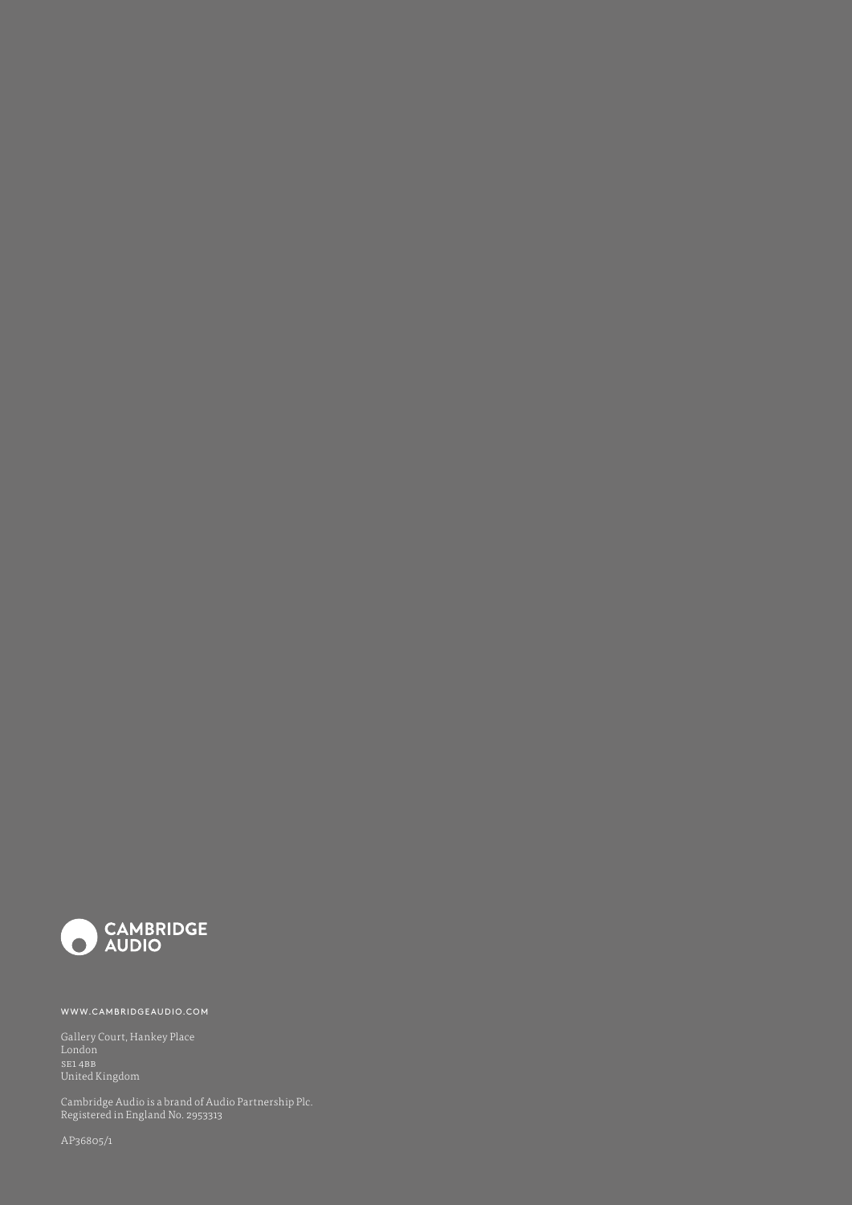CAMBRIDGE AUDIO

WWW.CAMBRIDGEAUDIO.COM

Gallery Court, Hankey Place
London
SE1 4BB
United Kingdom

Cambridge Audio is a brand of Audio Partnership Plc.
Registered in England No. 2953313

AP36805/1